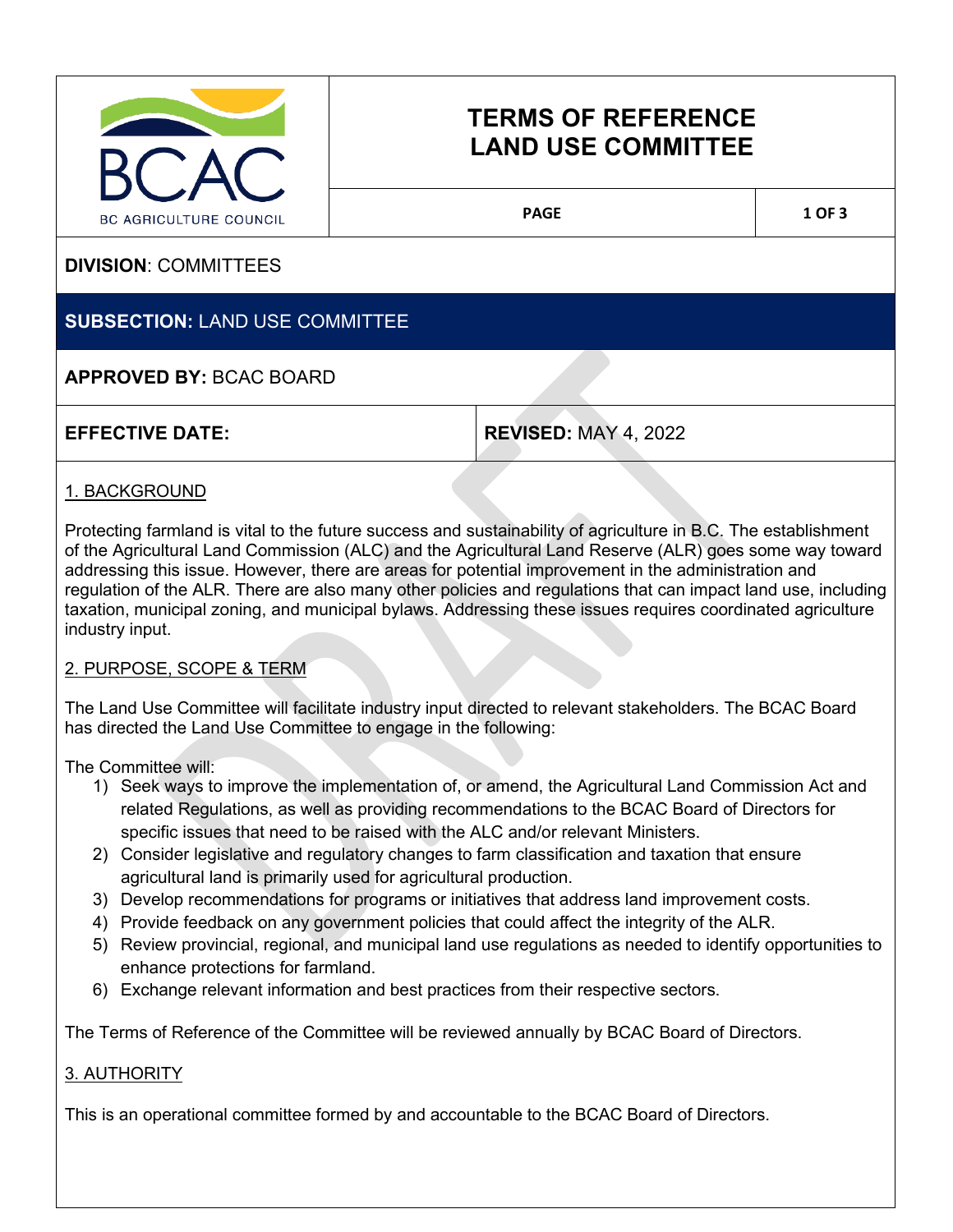# TERMS OF REFERENCE
# LAND USE COMMITTEE

**DIVISION**: COMMITTEES

**SUBSECTION:** LAND USE COMMITTEE

**APPROVED BY:** BCAC BOARD

| **EFFECTIVE DATE:** | **REVISED:** MAY 4, 2022 |
| --- | --- |

## 1. BACKGROUND

Protecting farmland is vital to the future success and sustainability of agriculture in B.C. The establishment of the Agricultural Land Commission (ALC) and the Agricultural Land Reserve (ALR) goes some way toward addressing this issue. However, there are areas for potential improvement in the administration and regulation of the ALR. There are also many other policies and regulations that can impact land use, including taxation, municipal zoning, and municipal bylaws. Addressing these issues requires coordinated agriculture industry input.

## 2. PURPOSE, SCOPE & TERM

The Land Use Committee will facilitate industry input directed to relevant stakeholders. The BCAC Board has directed the Land Use Committee to engage in the following:

The Committee will:

1) Seek ways to improve the implementation of, or amend, the Agricultural Land Commission Act and related Regulations, as well as providing recommendations to the BCAC Board of Directors for specific issues that need to be raised with the ALC and/or relevant Ministers.
2) Consider legislative and regulatory changes to farm classification and taxation that ensure agricultural land is primarily used for agricultural production.
3) Develop recommendations for programs or initiatives that address land improvement costs.
4) Provide feedback on any government policies that could affect the integrity of the ALR.
5) Review provincial, regional, and municipal land use regulations as needed to identify opportunities to enhance protections for farmland.
6) Exchange relevant information and best practices from their respective sectors.

The Terms of Reference of the Committee will be reviewed annually by BCAC Board of Directors.

## 3. AUTHORITY

This is an operational committee formed by and accountable to the BCAC Board of Directors.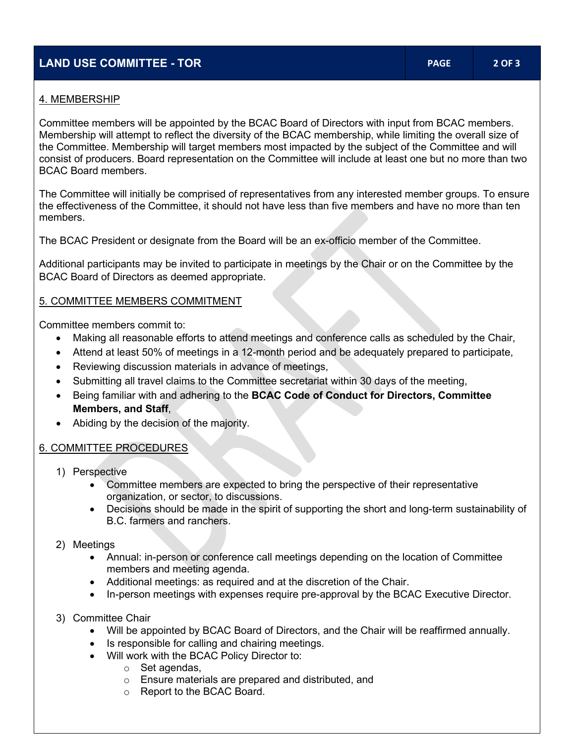## 4. MEMBERSHIP

Committee members will be appointed by the BCAC Board of Directors with input from BCAC members. Membership will attempt to reflect the diversity of the BCAC membership, while limiting the overall size of the Committee. Membership will target members most impacted by the subject of the Committee and will consist of producers. Board representation on the Committee will include at least one but no more than two BCAC Board members.

The Committee will initially be comprised of representatives from any interested member groups. To ensure the effectiveness of the Committee, it should not have less than five members and have no more than ten members.

The BCAC President or designate from the Board will be an ex-officio member of the Committee.

Additional participants may be invited to participate in meetings by the Chair or on the Committee by the BCAC Board of Directors as deemed appropriate.

## 5. COMMITTEE MEMBERS COMMITMENT

Committee members commit to:

- Making all reasonable efforts to attend meetings and conference calls as scheduled by the Chair,
- Attend at least 50% of meetings in a 12-month period and be adequately prepared to participate,
- Reviewing discussion materials in advance of meetings,
- Submitting all travel claims to the Committee secretariat within 30 days of the meeting,
- Being familiar with and adhering to the **BCAC Code of Conduct for Directors, Committee Members, and Staff**,
- Abiding by the decision of the majority.

## 6. COMMITTEE PROCEDURES

1) Perspective
   - Committee members are expected to bring the perspective of their representative organization, or sector, to discussions.
   - Decisions should be made in the spirit of supporting the short and long-term sustainability of B.C. farmers and ranchers.

2) Meetings
   - Annual: in-person or conference call meetings depending on the location of Committee members and meeting agenda.
   - Additional meetings: as required and at the discretion of the Chair.
   - In-person meetings with expenses require pre-approval by the BCAC Executive Director.

3) Committee Chair
   - Will be appointed by BCAC Board of Directors, and the Chair will be reaffirmed annually.
   - Is responsible for calling and chairing meetings.
   - Will work with the BCAC Policy Director to:
     - Set agendas,
     - Ensure materials are prepared and distributed, and
     - Report to the BCAC Board.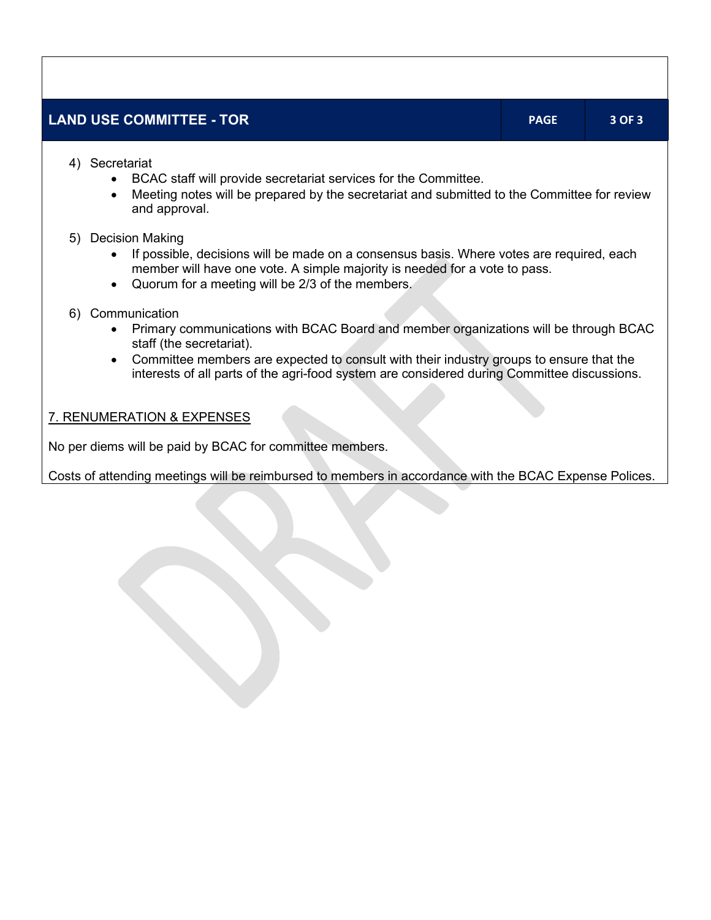4) Secretariat
    - BCAC staff will provide secretariat services for the Committee.
    - Meeting notes will be prepared by the secretariat and submitted to the Committee for review and approval.

5) Decision Making
    - If possible, decisions will be made on a consensus basis. Where votes are required, each member will have one vote. A simple majority is needed for a vote to pass.
    - Quorum for a meeting will be 2/3 of the members.

6) Communication
    - Primary communications with BCAC Board and member organizations will be through BCAC staff (the secretariat).
    - Committee members are expected to consult with their industry groups to ensure that the interests of all parts of the agri-food system are considered during Committee discussions.

<u>7. RENUMERATION & EXPENSES</u>

No per diems will be paid by BCAC for committee members.

Costs of attending meetings will be reimbursed to members in accordance with the BCAC Expense Polices.